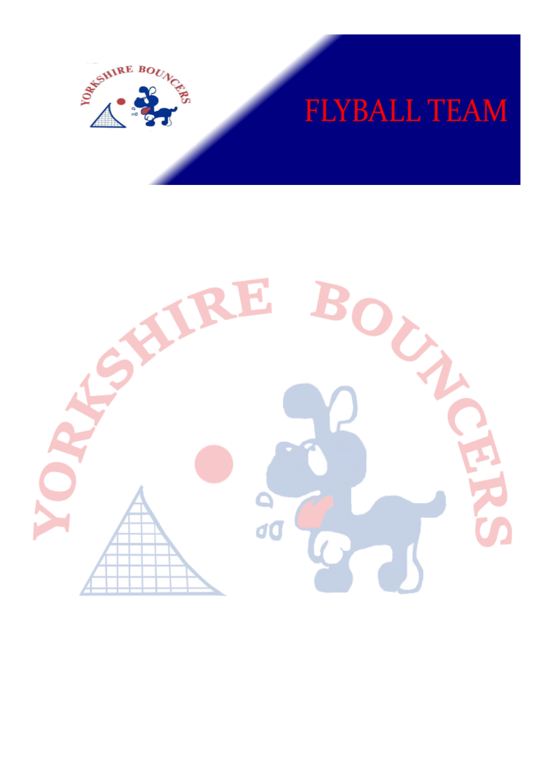# FLYBALL TEAM

YORKSHIRE BOUNCERS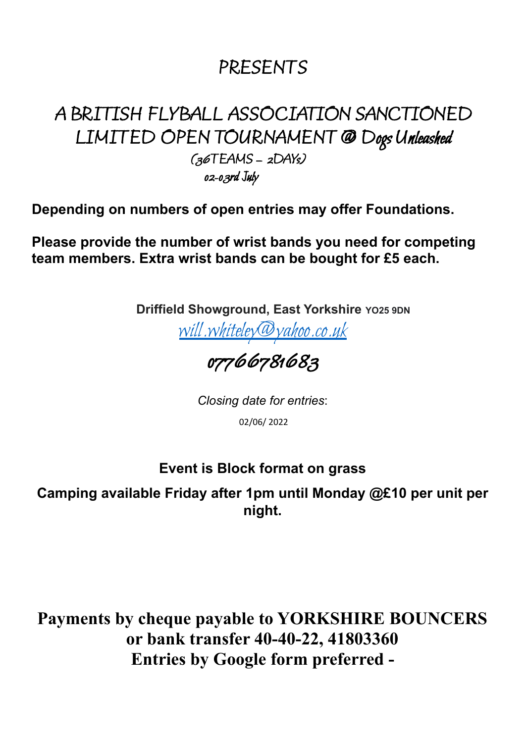# PRESENTS

## A BRITISH FLYBALL ASSOCIATION SANCTIONED LIMITED OPEN TOURNAMENT @ Dogs Unleashed

(36TEAMS – 2DAYs)

02-03rd July

**Depending on numbers of open entries may offer Foundations.**

**Please provide the number of wrist bands you need for competing team members. Extra wrist bands can be bought for £5 each.**

**Driffield Showground, East Yorkshire YO25 9DN**

[will.whiteley@yahoo.co.uk](mailto:will.whiteley@yahoo.co.uk)

07766781683

*Closing date for entries*:

02/06/ 2022

**Event is Block format on grass**

**Camping available Friday after 1pm until Monday @£10 per unit per night.**

**Payments by cheque payable to YORKSHIRE BOUNCERS or bank transfer 40-40-22, 41803360**
**Entries by Google form preferred -**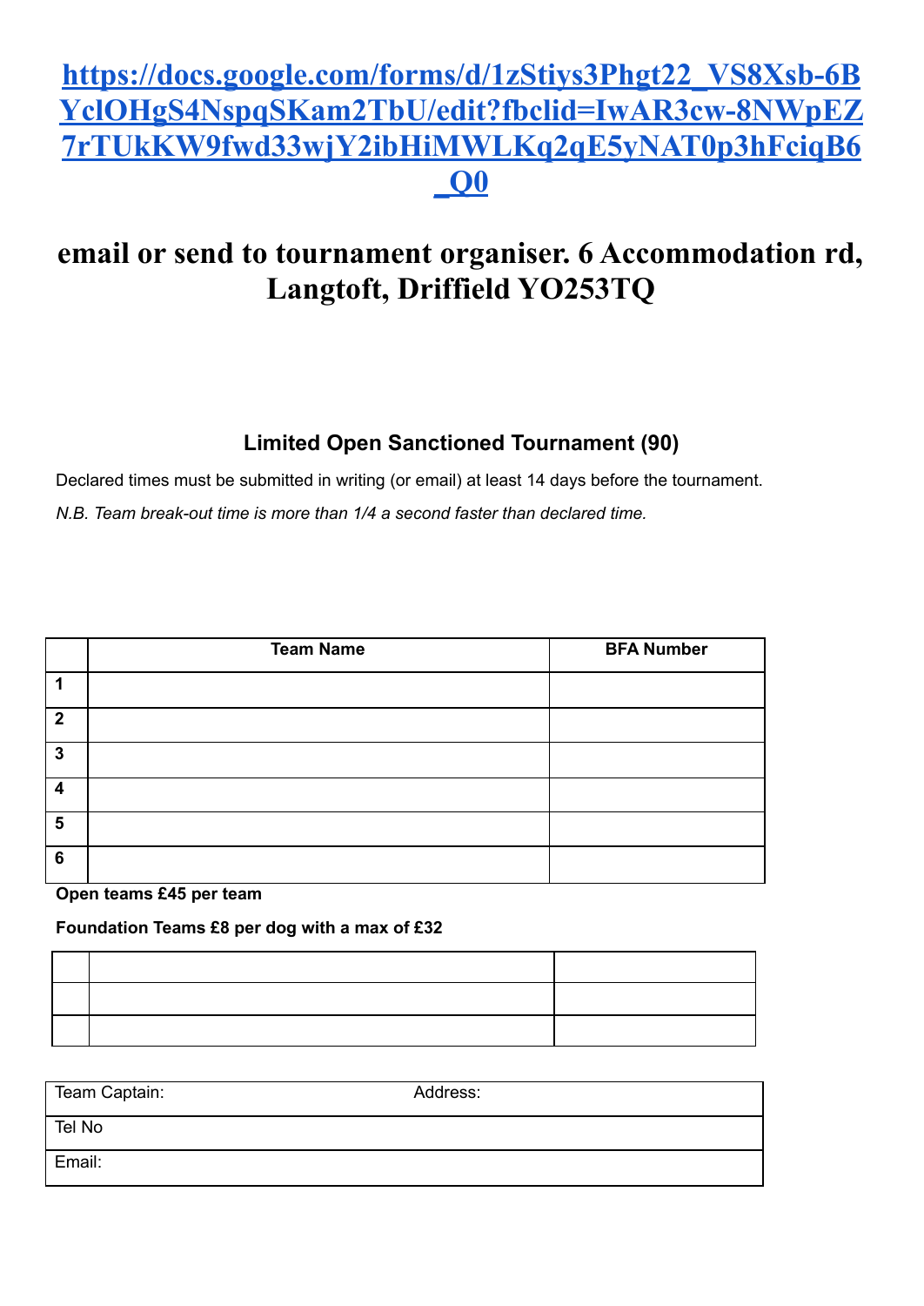# [https://docs.google.com/forms/d/1zStiys3Phgt22_VS8Xsb-6BYclOHgS4NspqSKam2TbU/edit?fbclid=IwAR3cw-8NWpEZ7rTUkKW9fwd33wjY2ibHiMWLKq2qE5yNAT0p3hFciqB6_Q0](https://docs.google.com/forms/d/1zStiys3Phgt22_VS8Xsb-6BYclOHgS4NspqSKam2TbU/edit?fbclid=IwAR3cw-8NWpEZ7rTUkKW9fwd33wjY2ibHiMWLKq2qE5yNAT0p3hFciqB6_Q0)

## email or send to tournament organiser. 6 Accommodation rd, Langtoft, Driffield YO253TQ

### Limited Open Sanctioned Tournament (90)

Declared times must be submitted in writing (or email) at least 14 days before the tournament.

*N.B. Team break-out time is more than 1/4 a second faster than declared time.*

| | Team Name | BFA Number |
|---|---|---|
| 1 | | |
| 2 | | |
| 3 | | |
| 4 | | |
| 5 | | |
| 6 | | |

**Open teams £45 per team**

**Foundation Teams £8 per dog with a max of £32**

| | | |
|---|---|---|
| | | |
| | | |
| | | |

| Team Captain: | Address: |
|---|---|
| Tel No | |
| Email: | |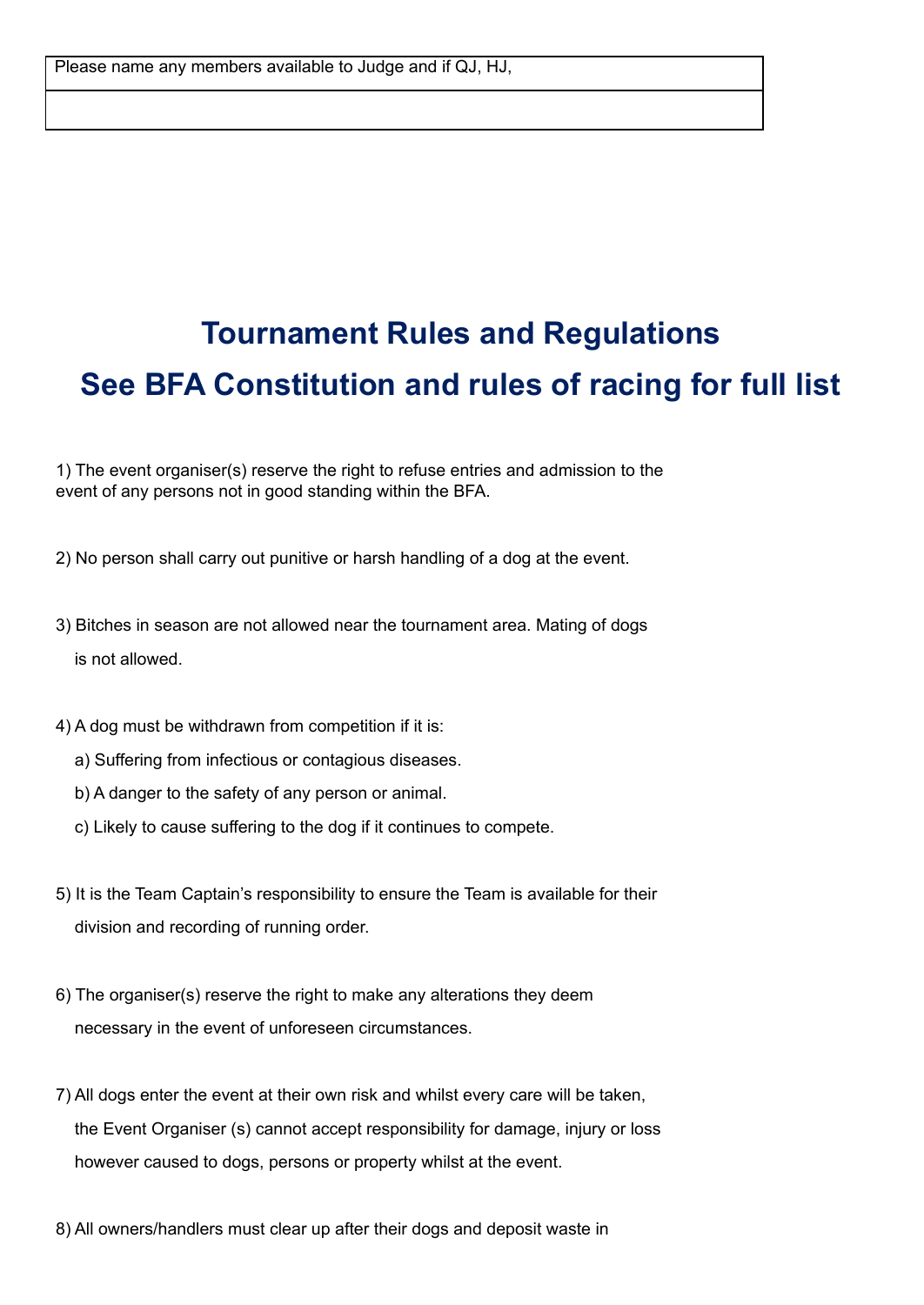| Please name any members available to Judge and if QJ, HJ, |
| --- |
| |

# Tournament Rules and Regulations

# See BFA Constitution and rules of racing for full list

1) The event organiser(s) reserve the right to refuse entries and admission to the event of any persons not in good standing within the BFA.

2) No person shall carry out punitive or harsh handling of a dog at the event.

3) Bitches in season are not allowed near the tournament area. Mating of dogs is not allowed.

4) A dog must be withdrawn from competition if it is:

   a) Suffering from infectious or contagious diseases.

   b) A danger to the safety of any person or animal.

   c) Likely to cause suffering to the dog if it continues to compete.

5) It is the Team Captain's responsibility to ensure the Team is available for their division and recording of running order.

6) The organiser(s) reserve the right to make any alterations they deem necessary in the event of unforeseen circumstances.

7) All dogs enter the event at their own risk and whilst every care will be taken, the Event Organiser (s) cannot accept responsibility for damage, injury or loss however caused to dogs, persons or property whilst at the event.

8) All owners/handlers must clear up after their dogs and deposit waste in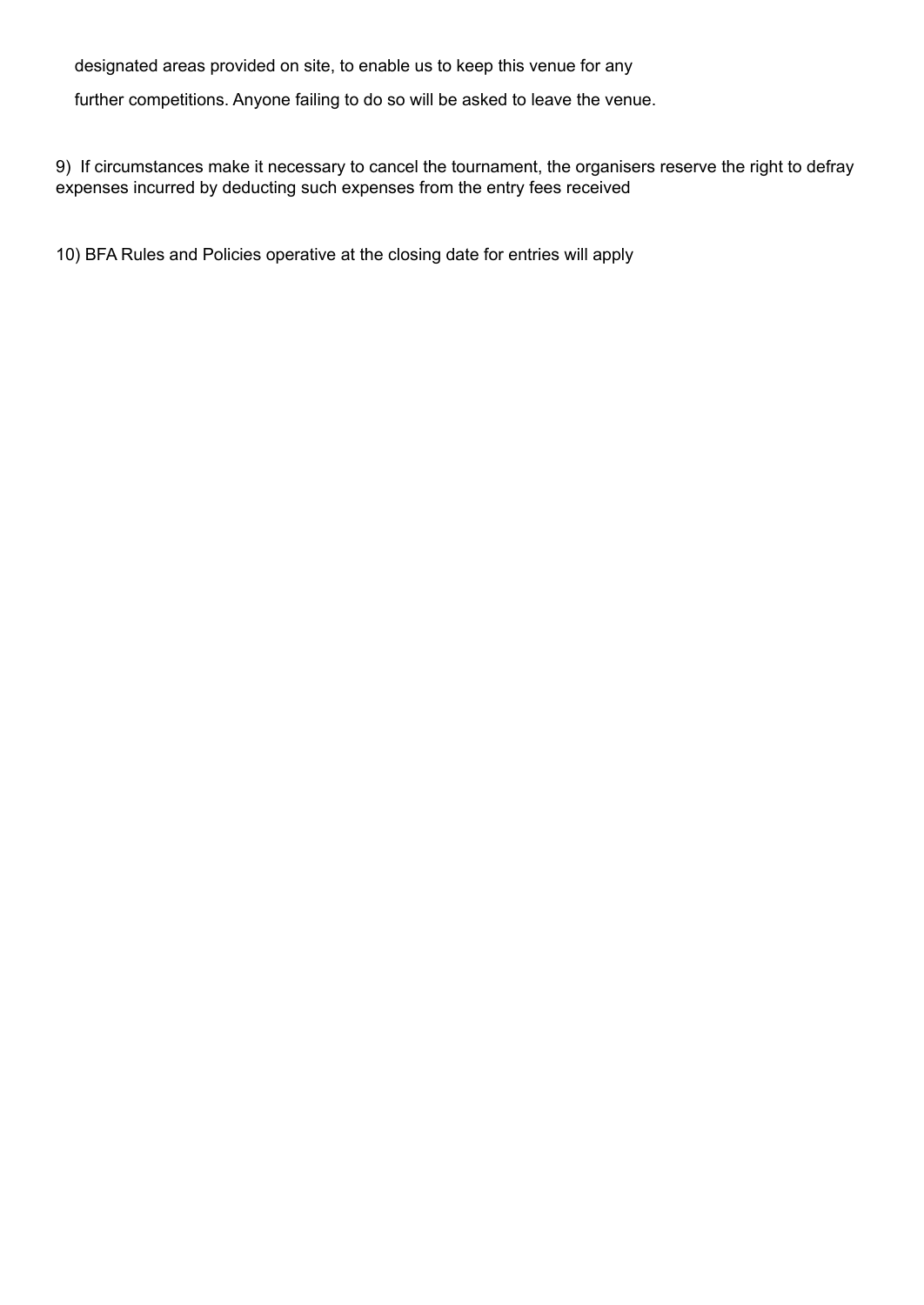designated areas provided on site, to enable us to keep this venue for any further competitions. Anyone failing to do so will be asked to leave the venue.

9) If circumstances make it necessary to cancel the tournament, the organisers reserve the right to defray expenses incurred by deducting such expenses from the entry fees received

10) BFA Rules and Policies operative at the closing date for entries will apply